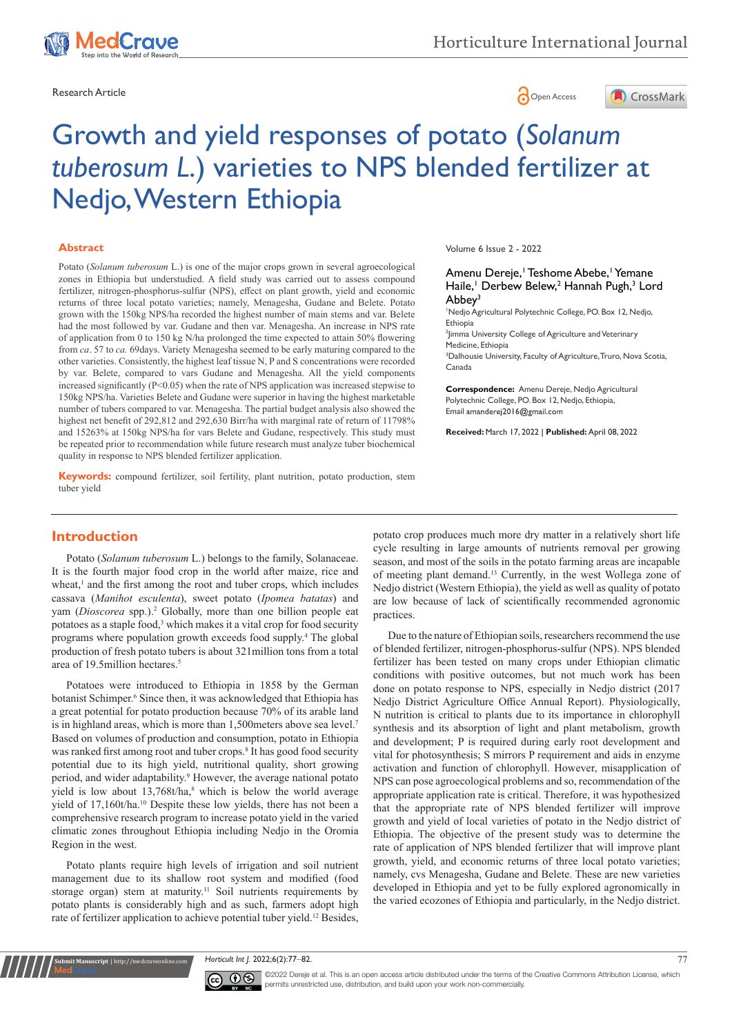Research Article

# Growth and yield responses of potato (*Solanum tuberosum L.*) varieties to NPS blended fertilizer at Nedjo, Western Ethiopia

Volume 6 Issue 2 - 2022

Amenu Dereje,[1] Teshome Abebe,[1] Yemane Haile,[1] Derbew Belew,[2] Hannah Pugh,[3] Lord Abbey[3]

[1]Nedjo Agricultural Polytechnic College, P.O. Box 12, Nedjo, Ethiopia

[2]Jimma University College of Agriculture and Veterinary Medicine, Ethiopia

[3]Dalhousie University, Faculty of Agriculture, Truro, Nova Scotia, Canada

**Correspondence:** Amenu Dereje, Nedjo Agricultural Polytechnic College, P.O. Box 12, Nedjo, Ethiopia, Email amanderej2016@gmail.com

**Received:** March 17, 2022 | **Published:** April 08, 2022

## Abstract

Potato (*Solanum tuberosum* L.) is one of the major crops grown in several agroecological zones in Ethiopia but understudied. A field study was carried out to assess compound fertilizer, nitrogen-phosphorus-sulfur (NPS), effect on plant growth, yield and economic returns of three local potato varieties; namely, Menagesha, Gudane and Belete. Potato grown with the 150kg NPS/ha recorded the highest number of main stems and var. Belete had the most followed by var. Gudane and then var. Menagesha. An increase in NPS rate of application from 0 to 150 kg N/ha prolonged the time expected to attain 50% flowering from *ca*. 57 to *ca*. 69days. Variety Menagesha seemed to be early maturing compared to the other varieties. Consistently, the highest leaf tissue N, P and S concentrations were recorded by var. Belete, compared to vars Gudane and Menagesha. All the yield components increased significantly ($P<0.05$) when the rate of NPS application was increased stepwise to 150kg NPS/ha. Varieties Belete and Gudane were superior in having the highest marketable number of tubers compared to var. Menagesha. The partial budget analysis also showed the highest net benefit of 292,812 and 292,630 Birr/ha with marginal rate of return of 11798% and 15263% at 150kg NPS/ha for vars Belete and Gudane, respectively. This study must be repeated prior to recommendation while future research must analyze tuber biochemical quality in response to NPS blended fertilizer application.

**Keywords:** compound fertilizer, soil fertility, plant nutrition, potato production, stem tuber yield

## Introduction

Potato (*Solanum tuberosum* L.) belongs to the family, Solanaceae. It is the fourth major food crop in the world after maize, rice and wheat,[1] and the first among the root and tuber crops, which includes cassava (*Manihot esculenta*), sweet potato (*Ipomea batatas*) and yam (*Dioscorea* spp.).[2] Globally, more than one billion people eat potatoes as a staple food,[3] which makes it a vital crop for food security programs where population growth exceeds food supply.[4] The global production of fresh potato tubers is about 321million tons from a total area of 19.5million hectares.[5]

Potatoes were introduced to Ethiopia in 1858 by the German botanist Schimper.[6] Since then, it was acknowledged that Ethiopia has a great potential for potato production because 70% of its arable land is in highland areas, which is more than 1,500meters above sea level.[7] Based on volumes of production and consumption, potato in Ethiopia was ranked first among root and tuber crops.[8] It has good food security potential due to its high yield, nutritional quality, short growing period, and wider adaptability.[9] However, the average national potato yield is low about 13,768t/ha,[8] which is below the world average yield of 17,160t/ha.[10] Despite these low yields, there has not been a comprehensive research program to increase potato yield in the varied climatic zones throughout Ethiopia including Nedjo in the Oromia Region in the west.

Potato plants require high levels of irrigation and soil nutrient management due to its shallow root system and modified (food storage organ) stem at maturity.[11] Soil nutrients requirements by potato plants is considerably high and as such, farmers adopt high rate of fertilizer application to achieve potential tuber yield.[12] Besides, potato crop produces much more dry matter in a relatively short life cycle resulting in large amounts of nutrients removal per growing season, and most of the soils in the potato farming areas are incapable of meeting plant demand.[13] Currently, in the west Wollega zone of Nedjo district (Western Ethiopia), the yield as well as quality of potato are low because of lack of scientifically recommended agronomic practices.

Due to the nature of Ethiopian soils, researchers recommend the use of blended fertilizer, nitrogen-phosphorus-sulfur (NPS). NPS blended fertilizer has been tested on many crops under Ethiopian climatic conditions with positive outcomes, but not much work has been done on potato response to NPS, especially in Nedjo district (2017 Nedjo District Agriculture Office Annual Report). Physiologically, N nutrition is critical to plants due to its importance in chlorophyll synthesis and its absorption of light and plant metabolism, growth and development; P is required during early root development and vital for photosynthesis; S mirrors P requirement and aids in enzyme activation and function of chlorophyll. However, misapplication of NPS can pose agroecological problems and so, recommendation of the appropriate application rate is critical. Therefore, it was hypothesized that the appropriate rate of NPS blended fertilizer will improve growth and yield of local varieties of potato in the Nedjo district of Ethiopia. The objective of the present study was to determine the rate of application of NPS blended fertilizer that will improve plant growth, yield, and economic returns of three local potato varieties; namely, cvs Menagesha, Gudane and Belete. These are new varieties developed in Ethiopia and yet to be fully explored agronomically in the varied ecozones of Ethiopia and particularly, in the Nedjo district.

©2022 Dereje et al. This is an open access article distributed under the terms of the Creative Commons Attribution License, which permits unrestricted use, distribution, and build upon your work non-commercially.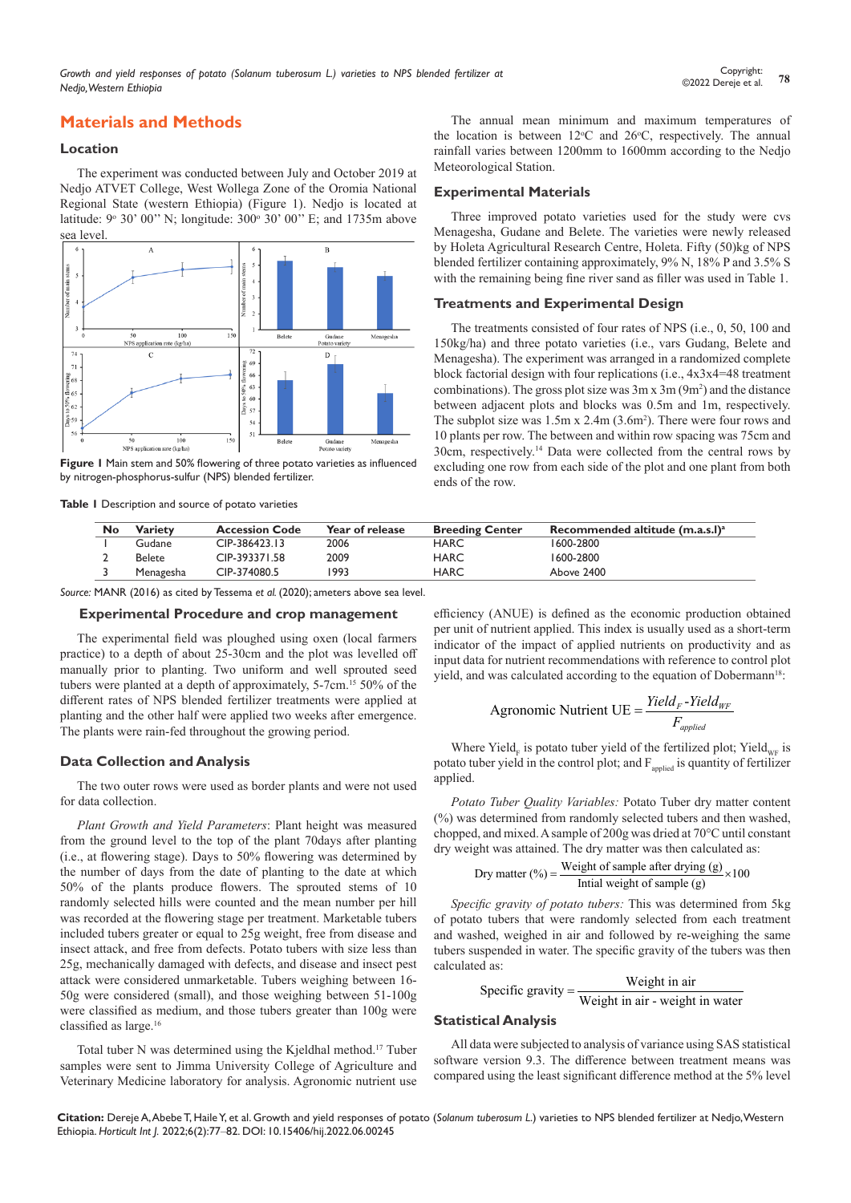## Materials and Methods

### Location

The experiment was conducted between July and October 2019 at Nedjo ATVET College, West Wollega Zone of the Oromia National Regional State (western Ethiopia) (Figure 1). Nedjo is located at latitude: 9° 30' 00'' N; longitude: 300° 30' 00'' E; and 1735m above sea level.

Figure 1 Main stem and 50% flowering of three potato varieties as influenced by nitrogen-phosphorus-sulfur (NPS) blended fertilizer.

The annual mean minimum and maximum temperatures of the location is between 12°C and 26°C, respectively. The annual rainfall varies between 1200mm to 1600mm according to the Nedjo Meteorological Station.

### Experimental Materials

Three improved potato varieties used for the study were cvs Menagesha, Gudane and Belete. The varieties were newly released by Holeta Agricultural Research Centre, Holeta. Fifty (50)kg of NPS blended fertilizer containing approximately, 9% N, 18% P and 3.5% S with the remaining being fine river sand as filler was used in Table 1.

### Treatments and Experimental Design

The treatments consisted of four rates of NPS (i.e., 0, 50, 100 and 150kg/ha) and three potato varieties (i.e., vars Gudang, Belete and Menagesha). The experiment was arranged in a randomized complete block factorial design with four replications (i.e., 4x3x4=48 treatment combinations). The gross plot size was 3m x 3m (9m²) and the distance between adjacent plots and blocks was 0.5m and 1m, respectively. The subplot size was 1.5m x 2.4m (3.6m²). There were four rows and 10 plants per row. The between and within row spacing was 75cm and 30cm, respectively.[14] Data were collected from the central rows by excluding one row from each side of the plot and one plant from both ends of the row.

Table 1 Description and source of potato varieties

| No | Variety | Accession Code | Year of release | Breeding Center | Recommended altitude (m.a.s.l)[a] |
|---|---|---|---|---|---|
| 1 | Gudane | CIP-386423.13 | 2006 | HARC | 1600-2800 |
| 2 | Belete | CIP-393371.58 | 2009 | HARC | 1600-2800 |
| 3 | Menagesha | CIP-374080.5 | 1993 | HARC | Above 2400 |

*Source:* MANR (2016) as cited by Tessema *et al.* (2020); ameters above sea level.

### Experimental Procedure and crop management

The experimental field was ploughed using oxen (local farmers practice) to a depth of about 25-30cm and the plot was levelled off manually prior to planting. Two uniform and well sprouted seed tubers were planted at a depth of approximately, 5-7cm.[15] 50% of the different rates of NPS blended fertilizer treatments were applied at planting and the other half were applied two weeks after emergence. The plants were rain-fed throughout the growing period.

### Data Collection and Analysis

The two outer rows were used as border plants and were not used for data collection.

*Plant Growth and Yield Parameters*: Plant height was measured from the ground level to the top of the plant 70days after planting (i.e., at flowering stage). Days to 50% flowering was determined by the number of days from the date of planting to the date at which 50% of the plants produce flowers. The sprouted stems of 10 randomly selected hills were counted and the mean number per hill was recorded at the flowering stage per treatment. Marketable tubers included tubers greater or equal to 25g weight, free from disease and insect attack, and free from defects. Potato tubers with size less than 25g, mechanically damaged with defects, and disease and insect pest attack were considered unmarketable. Tubers weighing between 16-50g were considered (small), and those weighing between 51-100g were classified as medium, and those tubers greater than 100g were classified as large.[16]

Total tuber N was determined using the Kjeldhal method.[17] Tuber samples were sent to Jimma University College of Agriculture and Veterinary Medicine laboratory for analysis. Agronomic nutrient use efficiency (ANUE) is defined as the economic production obtained per unit of nutrient applied. This index is usually used as a short-term indicator of the impact of applied nutrients on productivity and as input data for nutrient recommendations with reference to control plot yield, and was calculated according to the equation of Dobermann[18]:

$$\text{Agronomic Nutrient UE} = \frac{Yield_F - Yield_{WF}}{F_{applied}}$$

Where $Yield_F$ is potato tuber yield of the fertilized plot; $Yield_{WF}$ is potato tuber yield in the control plot; and $F_{applied}$ is quantity of fertilizer applied.

*Potato Tuber Quality Variables:* Potato Tuber dry matter content (%) was determined from randomly selected tubers and then washed, chopped, and mixed. A sample of 200g was dried at 70°C until constant dry weight was attained. The dry matter was then calculated as:

$$\text{Dry matter (\%)} = \frac{\text{Weight of sample after drying (g)}}{\text{Intial weight of sample (g)}} \times 100$$

*Specific gravity of potato tubers:* This was determined from 5kg of potato tubers that were randomly selected from each treatment and washed, weighed in air and followed by re-weighing the same tubers suspended in water. The specific gravity of the tubers was then calculated as:

$$\text{Specific gravity} = \frac{\text{Weight in air}}{\text{Weight in air - weight in water}}$$

### Statistical Analysis

All data were subjected to analysis of variance using SAS statistical software version 9.3. The difference between treatment means was compared using the least significant difference method at the 5% level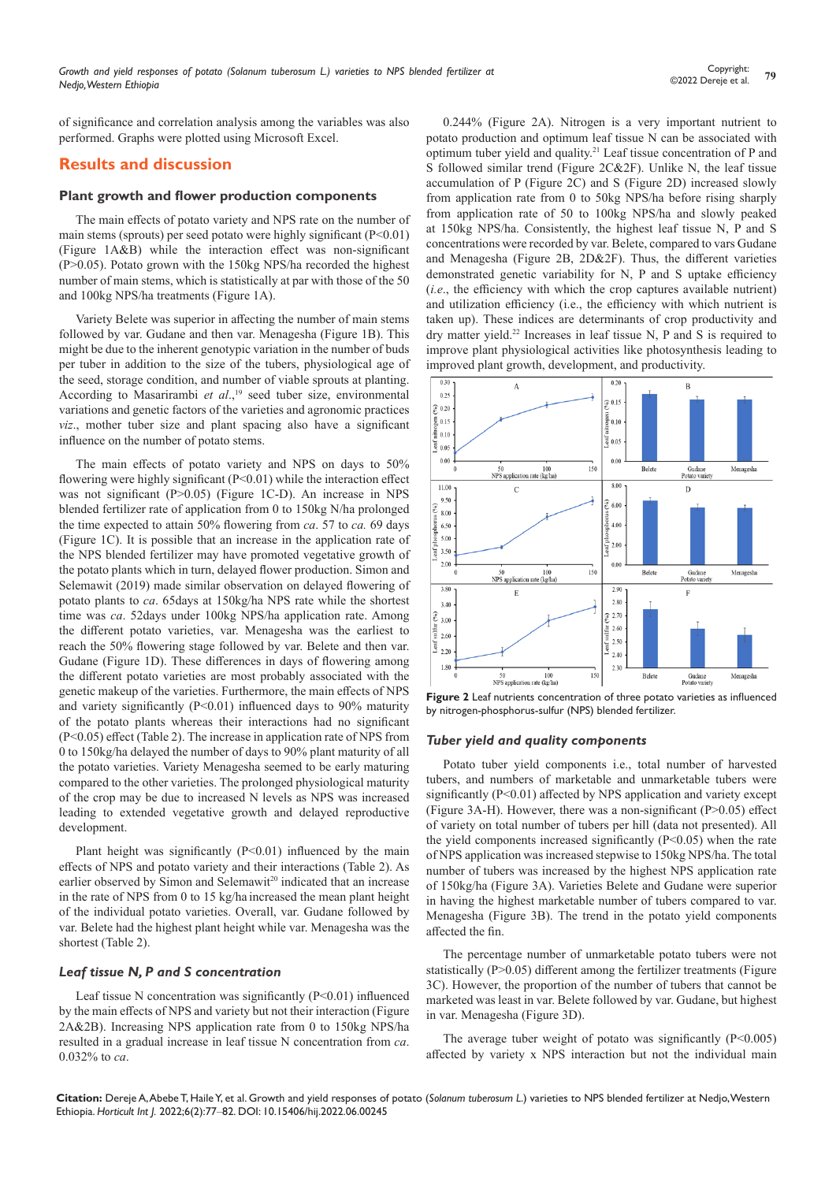of significance and correlation analysis among the variables was also performed. Graphs were plotted using Microsoft Excel.

## Results and discussion

### Plant growth and flower production components

The main effects of potato variety and NPS rate on the number of main stems (sprouts) per seed potato were highly significant (P<0.01) (Figure 1A&B) while the interaction effect was non-significant (P>0.05). Potato grown with the 150kg NPS/ha recorded the highest number of main stems, which is statistically at par with those of the 50 and 100kg NPS/ha treatments (Figure 1A).

Variety Belete was superior in affecting the number of main stems followed by var. Gudane and then var. Menagesha (Figure 1B). This might be due to the inherent genotypic variation in the number of buds per tuber in addition to the size of the tubers, physiological age of the seed, storage condition, and number of viable sprouts at planting. According to Masarirambi *et al.*,[19] seed tuber size, environmental variations and genetic factors of the varieties and agronomic practices *viz*., mother tuber size and plant spacing also have a significant influence on the number of potato stems.

The main effects of potato variety and NPS on days to 50% flowering were highly significant (P<0.01) while the interaction effect was not significant (P>0.05) (Figure 1C-D). An increase in NPS blended fertilizer rate of application from 0 to 150kg N/ha prolonged the time expected to attain 50% flowering from *ca*. 57 to *ca.* 69 days (Figure 1C). It is possible that an increase in the application rate of the NPS blended fertilizer may have promoted vegetative growth of the potato plants which in turn, delayed flower production. Simon and Selemawit (2019) made similar observation on delayed flowering of potato plants to *ca*. 65days at 150kg/ha NPS rate while the shortest time was *ca*. 52days under 100kg NPS/ha application rate. Among the different potato varieties, var. Menagesha was the earliest to reach the 50% flowering stage followed by var. Belete and then var. Gudane (Figure 1D). These differences in days of flowering among the different potato varieties are most probably associated with the genetic makeup of the varieties. Furthermore, the main effects of NPS and variety significantly (P<0.01) influenced days to 90% maturity of the potato plants whereas their interactions had no significant (P<0.05) effect (Table 2). The increase in application rate of NPS from 0 to 150kg/ha delayed the number of days to 90% plant maturity of all the potato varieties. Variety Menagesha seemed to be early maturing compared to the other varieties. The prolonged physiological maturity of the crop may be due to increased N levels as NPS was increased leading to extended vegetative growth and delayed reproductive development.

Plant height was significantly (P<0.01) influenced by the main effects of NPS and potato variety and their interactions (Table 2). As earlier observed by Simon and Selemawit[20] indicated that an increase in the rate of NPS from 0 to 15 kg/ha increased the mean plant height of the individual potato varieties. Overall, var. Gudane followed by var. Belete had the highest plant height while var. Menagesha was the shortest (Table 2).

### *Leaf tissue N, P and S concentration*

Leaf tissue N concentration was significantly (P<0.01) influenced by the main effects of NPS and variety but not their interaction (Figure 2A&2B). Increasing NPS application rate from 0 to 150kg NPS/ha resulted in a gradual increase in leaf tissue N concentration from *ca*. 0.032% to *ca*. 0.244% (Figure 2A). Nitrogen is a very important nutrient to potato production and optimum leaf tissue N can be associated with optimum tuber yield and quality.[21] Leaf tissue concentration of P and S followed similar trend (Figure 2C&2F). Unlike N, the leaf tissue accumulation of P (Figure 2C) and S (Figure 2D) increased slowly from application rate from 0 to 50kg NPS/ha before rising sharply from application rate of 50 to 100kg NPS/ha and slowly peaked at 150kg NPS/ha. Consistently, the highest leaf tissue N, P and S concentrations were recorded by var. Belete, compared to vars Gudane and Menagesha (Figure 2B, 2D&2F). Thus, the different varieties demonstrated genetic variability for N, P and S uptake efficiency (*i.e*., the efficiency with which the crop captures available nutrient) and utilization efficiency (i.e., the efficiency with which nutrient is taken up). These indices are determinants of crop productivity and dry matter yield.[22] Increases in leaf tissue N, P and S is required to improve plant physiological activities like photosynthesis leading to improved plant growth, development, and productivity.

**Figure 2** Leaf nutrients concentration of three potato varieties as influenced by nitrogen-phosphorus-sulfur (NPS) blended fertilizer.

### *Tuber yield and quality components*

Potato tuber yield components i.e., total number of harvested tubers, and numbers of marketable and unmarketable tubers were significantly (P<0.01) affected by NPS application and variety except (Figure 3A-H). However, there was a non-significant (P>0.05) effect of variety on total number of tubers per hill (data not presented). All the yield components increased significantly (P<0.05) when the rate of NPS application was increased stepwise to 150kg NPS/ha. The total number of tubers was increased by the highest NPS application rate of 150kg/ha (Figure 3A). Varieties Belete and Gudane were superior in having the highest marketable number of tubers compared to var. Menagesha (Figure 3B). The trend in the potato yield components affected the fin.

The percentage number of unmarketable potato tubers were not statistically (P>0.05) different among the fertilizer treatments (Figure 3C). However, the proportion of the number of tubers that cannot be marketed was least in var. Belete followed by var. Gudane, but highest in var. Menagesha (Figure 3D).

The average tuber weight of potato was significantly (P<0.005) affected by variety x NPS interaction but not the individual main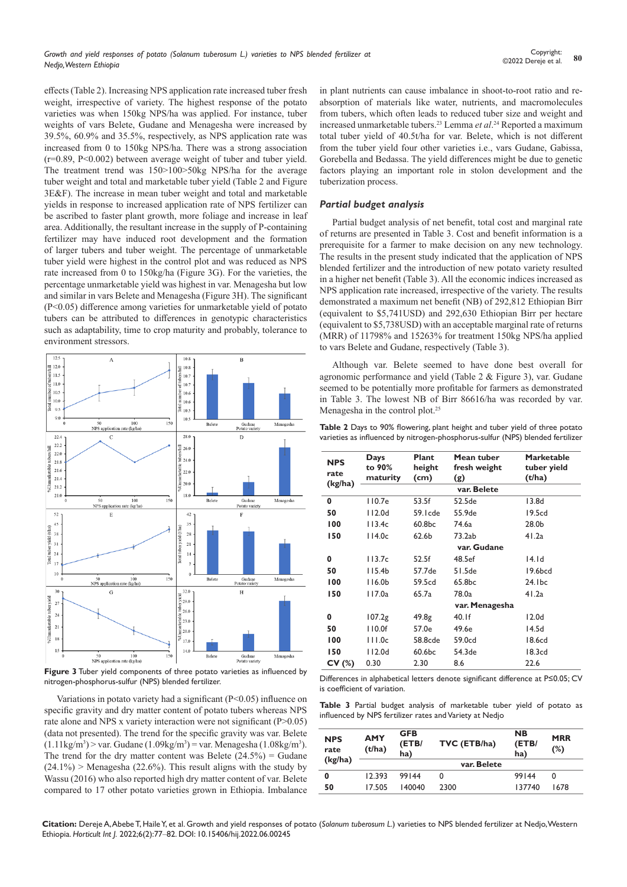effects (Table 2). Increasing NPS application rate increased tuber fresh weight, irrespective of variety. The highest response of the potato varieties was when 150kg NPS/ha was applied. For instance, tuber weights of vars Belete, Gudane and Menagesha were increased by 39.5%, 60.9% and 35.5%, respectively, as NPS application rate was increased from 0 to 150kg NPS/ha. There was a strong association ($r=0.89$, $P<0.002$) between average weight of tuber and tuber yield. The treatment trend was 150>100>50kg NPS/ha for the average tuber weight and total and marketable tuber yield (Table 2 and Figure 3E&F). The increase in mean tuber weight and total and marketable yields in response to increased application rate of NPS fertilizer can be ascribed to faster plant growth, more foliage and increase in leaf area. Additionally, the resultant increase in the supply of P-containing fertilizer may have induced root development and the formation of larger tubers and tuber weight. The percentage of unmarketable tuber yield were highest in the control plot and was reduced as NPS rate increased from 0 to 150kg/ha (Figure 3G). For the varieties, the percentage unmarketable yield was highest in var. Menagesha but low and similar in vars Belete and Menagesha (Figure 3H). The significant ($P<0.05$) difference among varieties for unmarketable yield of potato tubers can be attributed to differences in genotypic characteristics such as adaptability, time to crop maturity and probably, tolerance to environment stressors.

**Figure 3** Tuber yield components of three potato varieties as influenced by nitrogen-phosphorus-sulfur (NPS) blended fertilizer.

Variations in potato variety had a significant ($P<0.05$) influence on specific gravity and dry matter content of potato tubers whereas NPS rate alone and NPS x variety interaction were not significant ($P>0.05$) (data not presented). The trend for the specific gravity was var. Belete ($1.11kg/m^3$) > var. Gudane ($1.09kg/m^3$) = var. Menagesha ($1.08kg/m^3$). The trend for the dry matter content was Belete (24.5%) = Gudane (24.1%) > Menagesha (22.6%). This result aligns with the study by Wassu (2016) who also reported high dry matter content of var. Belete compared to 17 other potato varieties grown in Ethiopia. Imbalance in plant nutrients can cause imbalance in shoot-to-root ratio and re-absorption of materials like water, nutrients, and macromolecules from tubers, which often leads to reduced tuber size and weight and increased unmarketable tubers.[23] Lemma *et al*.[24] Reported a maximum total tuber yield of 40.5t/ha for var. Belete, which is not different from the tuber yield four other varieties i.e., vars Gudane, Gabissa, Gorebella and Bedassa. The yield differences might be due to genetic factors playing an important role in stolon development and the tuberization process.

### *Partial budget analysis*

Partial budget analysis of net benefit, total cost and marginal rate of returns are presented in Table 3. Cost and benefit information is a prerequisite for a farmer to make decision on any new technology. The results in the present study indicated that the application of NPS blended fertilizer and the introduction of new potato variety resulted in a higher net benefit (Table 3). All the economic indices increased as NPS application rate increased, irrespective of the variety. The results demonstrated a maximum net benefit (NB) of 292,812 Ethiopian Birr (equivalent to $5,741USD) and 292,630 Ethiopian Birr per hectare (equivalent to $5,738USD) with an acceptable marginal rate of returns (MRR) of 11798% and 15263% for treatment 150kg NPS/ha applied to vars Belete and Gudane, respectively (Table 3).

Although var. Belete seemed to have done best overall for agronomic performance and yield (Table 2 & Figure 3), var. Gudane seemed to be potentially more profitable for farmers as demonstrated in Table 3. The lowest NB of Birr 86616/ha was recorded by var. Menagesha in the control plot.[25]

**Table 2** Days to 90% flowering, plant height and tuber yield of three potato varieties as influenced by nitrogen-phosphorus-sulfur (NPS) blended fertilizer

| NPS rate (kg/ha) | Days to 90% maturity | Plant height (cm) | Mean tuber fresh weight (g) | Marketable tuber yield (t/ha) |
|---|---|---|---|---|
| | | | var. Belete | |
| 0 | 110.7e | 53.5f | 52.5de | 13.8d |
| 50 | 112.0d | 59.1cde | 55.9de | 19.5cd |
| 100 | 113.4c | 60.8bc | 74.6a | 28.0b |
| 150 | 114.0c | 62.6b | 73.2ab | 41.2a |
| | | | var. Gudane | |
| 0 | 113.7c | 52.5f | 48.5ef | 14.1d |
| 50 | 115.4b | 57.7de | 51.5de | 19.6bcd |
| 100 | 116.0b | 59.5cd | 65.8bc | 24.1bc |
| 150 | 117.0a | 65.7a | 78.0a | 41.2a |
| | | | var. Menagesha | |
| 0 | 107.2g | 49.8g | 40.1f | 12.0d |
| 50 | 110.0f | 57.0e | 49.6e | 14.5d |
| 100 | 111.0c | 58.8cde | 59.0cd | 18.6cd |
| 150 | 112.0d | 60.6bc | 54.3de | 18.3cd |
| CV (%) | 0.30 | 2.30 | 8.6 | 22.6 |

Differences in alphabetical letters denote significant difference at P≤0.05; CV is coefficient of variation.

**Table 3** Partial budget analysis of marketable tuber yield of potato as influenced by NPS fertilizer rates and Variety at Nedjo

| NPS rate (kg/ha) | AMY (t/ha) | GFB (ETB/ha) | TVC (ETB/ha) | NB (ETB/ha) | MRR (%) |
|---|---|---|---|---|---|
| | | | var. Belete | | |
| 0 | 12.393 | 99144 | 0 | 99144 | 0 |
| 50 | 17.505 | 140040 | 2300 | 137740 | 1678 |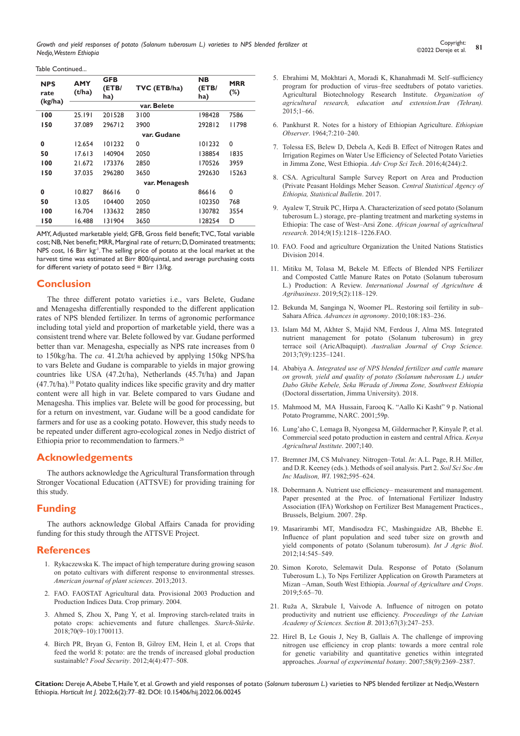Table Continued...

| NPS rate (kg/ha) | AMY (t/ha) | GFB (ETB/ ha) | TVC (ETB/ha) | NB (ETB/ ha) | MRR (%) |
|---|---|---|---|---|---|
| | | | var. Belete | | |
| **100** | 25.191 | 201528 | 3100 | 198428 | 7586 |
| **150** | 37.089 | 296712 | 3900 | 292812 | 11798 |
| | | | var. Gudane | | |
| **0** | 12.654 | 101232 | 0 | 101232 | 0 |
| **50** | 17.613 | 140904 | 2050 | 138854 | 1835 |
| **100** | 21.672 | 173376 | 2850 | 170526 | 3959 |
| **150** | 37.035 | 296280 | 3650 | 292630 | 15263 |
| | | | var. Menagesh | | |
| **0** | 10.827 | 86616 | 0 | 86616 | 0 |
| **50** | 13.05 | 104400 | 2050 | 102350 | 768 |
| **100** | 16.704 | 133632 | 2850 | 130782 | 3554 |
| **150** | 16.488 | 131904 | 3650 | 128254 | D |

AMY, Adjusted marketable yield; GFB, Gross field benefit; TVC, Total variable cost; NB, Net benefit; MRR, Marginal rate of return; D, Dominated treatments; NPS cost, 16 Birr kg$^{-1}$. The selling price of potato at the local market at the harvest time was estimated at Birr 800/quintal, and average purchasing costs for different variety of potato seed = Birr 13/kg.

## Conclusion

The three different potato varieties i.e., vars Belete, Gudane and Menagesha differentially responded to the different application rates of NPS blended fertilizer. In terms of agronomic performance including total yield and proportion of marketable yield, there was a consistent trend where var. Belete followed by var. Gudane performed better than var. Menagesha, especially as NPS rate increases from 0 to 150kg/ha. The *ca*. 41.2t/ha achieved by applying 150kg NPS/ha to vars Belete and Gudane is comparable to yields in major growing countries like USA (47.2t/ha), Netherlands (45.7t/ha) and Japan (47.7t/ha).[10] Potato quality indices like specific gravity and dry matter content were all high in var. Belete compared to vars Gudane and Menagesha. This implies var. Belete will be good for processing, but for a return on investment, var. Gudane will be a good candidate for farmers and for use as a cooking potato. However, this study needs to be repeated under different agro-ecological zones in Nedjo district of Ethiopia prior to recommendation to farmers.[26]

## Acknowledgements

The authors acknowledge the Agricultural Transformation through Stronger Vocational Education (ATTSVE) for providing training for this study.

## Funding

The authors acknowledge Global Affairs Canada for providing funding for this study through the ATTSVE Project.

## References

1. Rykaczewska K. The impact of high temperature during growing season on potato cultivars with different response to environmental stresses. *American journal of plant sciences*. 2013;2013.
2. FAO. FAOSTAT Agricultural data. Provisional 2003 Production and Production Indices Data. Crop primary. 2004.
3. Ahmed S, Zhou X, Pang Y, et al. Improving starch-related traits in potato crops: achievements and future challenges. *Starch-Stärke*. 2018;70(9–10):1700113.
4. Birch PR, Bryan G, Fenton B, Gilroy EM, Hein I, et al. Crops that feed the world 8: potato: are the trends of increased global production sustainable? *Food Security*. 2012;4(4):477–508.
5. Ebrahimi M, Mokhtari A, Moradi K, Khanahmadi M. Self–sufficiency program for production of virus–free seedtubers of potato varieties. Agricultural Biotechnology Research Institute. *Organization of agricultural research, education and extension.Iran (Tehran).* 2015;1–66.
6. Pankhurst R. Notes for a history of Ethiopian Agriculture. *Ethiopian Observer*. 1964;7:210–240.
7. Tolessa ES, Belew D, Debela A, Kedi B. Effect of Nitrogen Rates and Irrigation Regimes on Water Use Efficiency of Selected Potato Varieties in Jimma Zone, West Ethiopia. *Adv Crop Sci Tech*. 2016;4(244):2.
8. CSA. Agricultural Sample Survey Report on Area and Production (Private Peasant Holdings Meher Season. *Central Statistical Agency of Ethiopia, Statistical Bulletin*. 2017.
9. Ayalew T, Struik PC, Hirpa A. Characterization of seed potato (Solanum tuberosum L.) storage, pre–planting treatment and marketing systems in Ethiopia: The case of West–Arsi Zone. *African journal of agricultural research*. 2014;9(15):1218–1226.FAO.
10. FAO. Food and agriculture Organization the United Nations Statistics Division 2014.
11. Mitiku M, Tolasa M, Bekele M. Effects of Blended NPS Fertilizer and Composted Cattle Manure Rates on Potato (Solanum tuberosum L.) Production: A Review. *International Journal of Agriculture & Agribusiness*. 2019;5(2):118–129.
12. Bekunda M, Sanginga N, Woomer PL. Restoring soil fertility in sub–Sahara Africa. *Advances in agronomy*. 2010;108:183–236.
13. Islam Md M, Akhter S, Majid NM, Ferdous J, Alma MS. Integrated nutrient management for potato (Solanum tuberosum) in grey terrace soil (AricAlbaquipt). *Australian Journal of Crop Science.* 2013;7(9):1235–1241.
14. Ababiya A. *Integrated use of NPS blended fertilizer and cattle manure on growth, yield and quality of potato (Solanum tuberosum L.) under Dabo Ghibe Kebele, Seka Werada of Jimma Zone, Southwest Ethiopia* (Doctoral dissertation, Jimma University). 2018.
15. Mahmood M, MA Hussain, Farooq K. "Aallo Ki Kasht" 9 p. National Potato Programme, NARC. 2001;59p.
16. Lung'aho C, Lemaga B, Nyongesa M, Gildermacher P, Kinyale P, et al. Commercial seed potato production in eastern and central Africa. *Kenya Agricultural Institute*. 2007;140.
17. Bremner JM, CS Mulvaney. Nitrogen–Total. *In*: A.L. Page, R.H. Miller, and D.R. Keeney (eds.). Methods of soil analysis. Part 2. *Soil Sci Soc Am Inc Madison, WI*. 1982;595–624.
18. Dobermann A. Nutrient use efficiency– measurement and management. Paper presented at the Proc. of International Fertilizer Industry Association (IFA) Workshop on Fertilizer Best Management Practices., Brussels, Belgium. 2007. 28p.
19. Masarirambi MT, Mandisodza FC, Mashingaidze AB, Bhebhe E. Influence of plant population and seed tuber size on growth and yield components of potato (Solanum tuberosum). *Int J Agric Biol*. 2012;14:545–549.
20. Simon Koroto, Selemawit Dula. Response of Potato (Solanum Tuberosum L.), To Nps Fertilizer Application on Growth Parameters at Mizan –Aman, South West Ethiopia. *Journal of Agriculture and Crops*. 2019;5:65–70.
21. Ruža A, Skrabule I, Vaivode A. Influence of nitrogen on potato productivity and nutrient use efficiency. *Proceedings of the Latvian Academy of Sciences. Section B*. 2013;67(3):247–253.
22. Hirel B, Le Gouis J, Ney B, Gallais A. The challenge of improving nitrogen use efficiency in crop plants: towards a more central role for genetic variability and quantitative genetics within integrated approaches. *Journal of experimental botany*. 2007;58(9):2369–2387.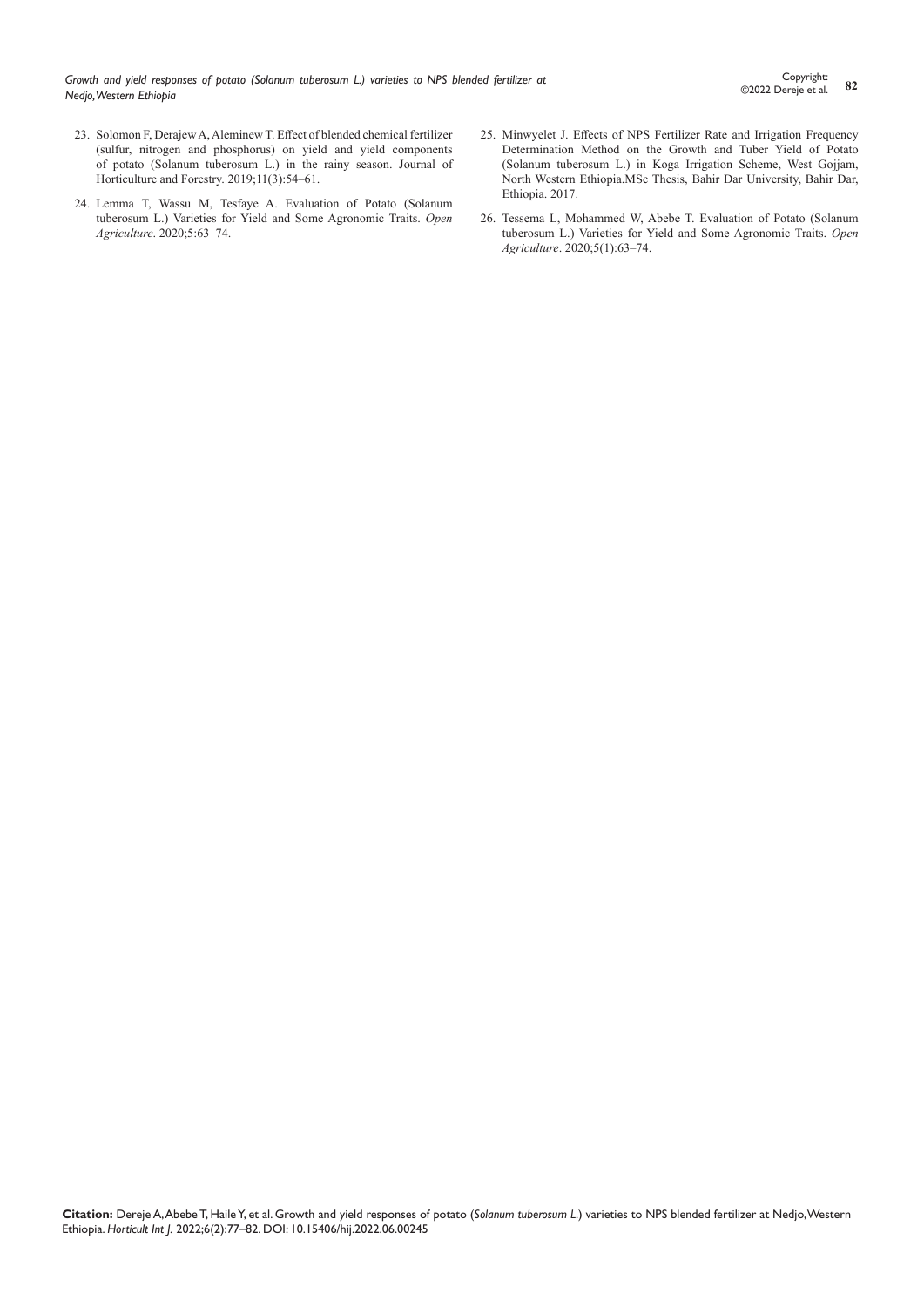23. Solomon F, Derajew A, Aleminew T. Effect of blended chemical fertilizer (sulfur, nitrogen and phosphorus) on yield and yield components of potato (Solanum tuberosum L.) in the rainy season. Journal of Horticulture and Forestry. 2019;11(3):54–61.

24. Lemma T, Wassu M, Tesfaye A. Evaluation of Potato (Solanum tuberosum L.) Varieties for Yield and Some Agronomic Traits. *Open Agriculture*. 2020;5:63–74.

25. Minwyelet J. Effects of NPS Fertilizer Rate and Irrigation Frequency Determination Method on the Growth and Tuber Yield of Potato (Solanum tuberosum L.) in Koga Irrigation Scheme, West Gojjam, North Western Ethiopia.MSc Thesis, Bahir Dar University, Bahir Dar, Ethiopia. 2017.

26. Tessema L, Mohammed W, Abebe T. Evaluation of Potato (Solanum tuberosum L.) Varieties for Yield and Some Agronomic Traits. *Open Agriculture*. 2020;5(1):63–74.